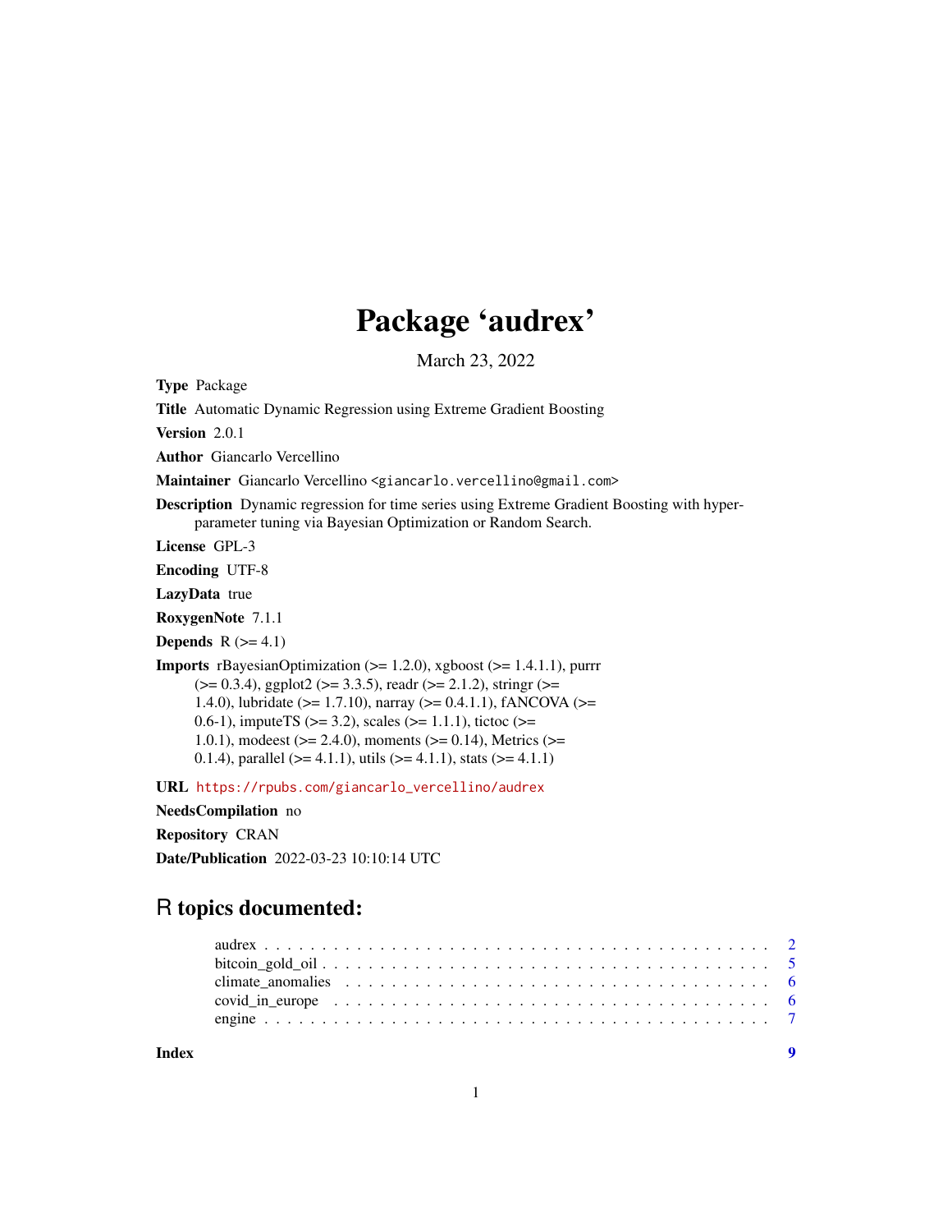# Package 'audrex'

March 23, 2022

**Type** Package

**Title** Automatic Dynamic Regression using Extreme Gradient Boosting

**Version** 2.0.1

**Author** Giancarlo Vercellino

**Maintainer** Giancarlo Vercellino <giancarlo.vercellino@gmail.com>

**Description** Dynamic regression for time series using Extreme Gradient Boosting with hyper-parameter tuning via Bayesian Optimization or Random Search.

**License** GPL-3

**Encoding** UTF-8

**LazyData** true

**RoxygenNote** 7.1.1

**Depends** R (>= 4.1)

**Imports** rBayesianOptimization (>= 1.2.0), xgboost (>= 1.4.1.1), purrr (>= 0.3.4), ggplot2 (>= 3.3.5), readr (>= 2.1.2), stringr (>= 1.4.0), lubridate (>= 1.7.10), narray (>= 0.4.1.1), fANCOVA (>= 0.6-1), imputeTS (>= 3.2), scales (>= 1.1.1), tictoc (>= 1.0.1), modeest (>= 2.4.0), moments (>= 0.14), Metrics (>= 0.1.4), parallel (>= 4.1.1), utils (>= 4.1.1), stats (>= 4.1.1)

**URL** https://rpubs.com/giancarlo_vercellino/audrex

**NeedsCompilation** no

**Repository** CRAN

**Date/Publication** 2022-03-23 10:10:14 UTC

## R topics documented:

- audrex . . . . . . . . . . 2
- bitcoin_gold_oil . . . . . . . . . . 5
- climate_anomalies . . . . . . . . . . 6
- covid_in_europe . . . . . . . . . . 6
- engine . . . . . . . . . . 7

**Index** 9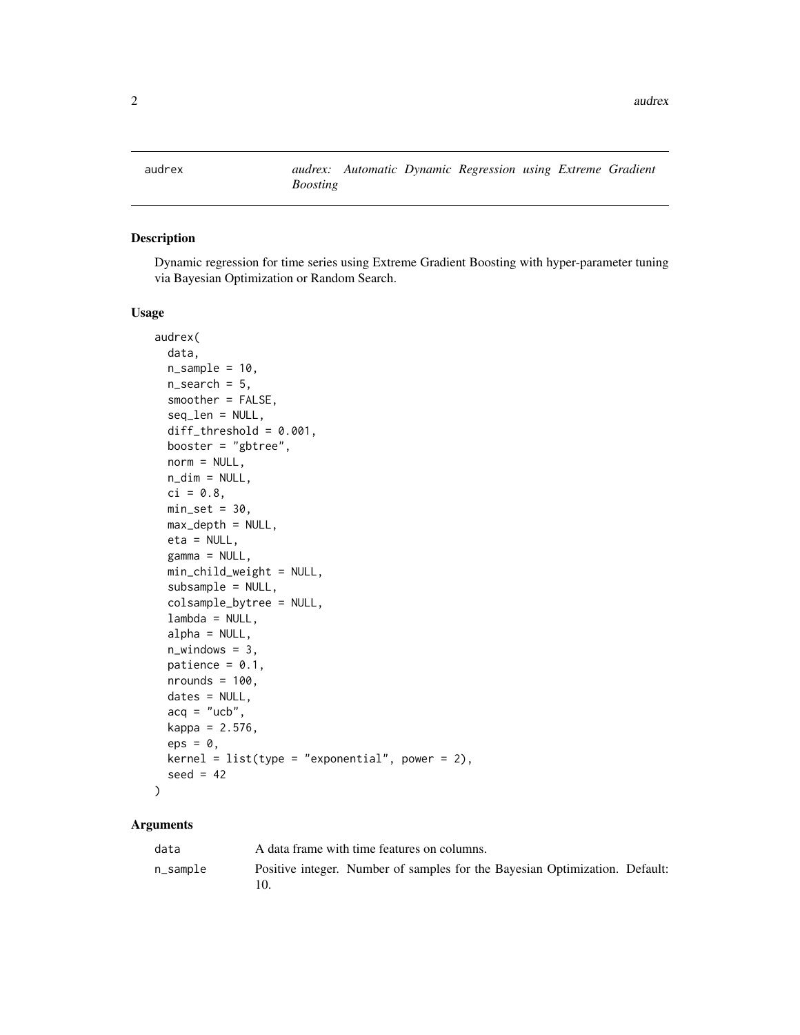audrex — *audrex: Automatic Dynamic Regression using Extreme Gradient Boosting*

## Description

Dynamic regression for time series using Extreme Gradient Boosting with hyper-parameter tuning via Bayesian Optimization or Random Search.

## Usage

```
audrex(
  data,
  n_sample = 10,
  n_search = 5,
  smoother = FALSE,
  seq_len = NULL,
  diff_threshold = 0.001,
  booster = "gbtree",
  norm = NULL,
  n_dim = NULL,
  ci = 0.8,
  min_set = 30,
  max_depth = NULL,
  eta = NULL,
  gamma = NULL,
  min_child_weight = NULL,
  subsample = NULL,
  colsample_bytree = NULL,
  lambda = NULL,
  alpha = NULL,
  n_windows = 3,
  patience = 0.1,
  nrounds = 100,
  dates = NULL,
  acq = "ucb",
  kappa = 2.576,
  eps = 0,
  kernel = list(type = "exponential", power = 2),
  seed = 42
)
```

## Arguments

| | |
|---|---|
| data | A data frame with time features on columns. |
| n_sample | Positive integer. Number of samples for the Bayesian Optimization. Default: 10. |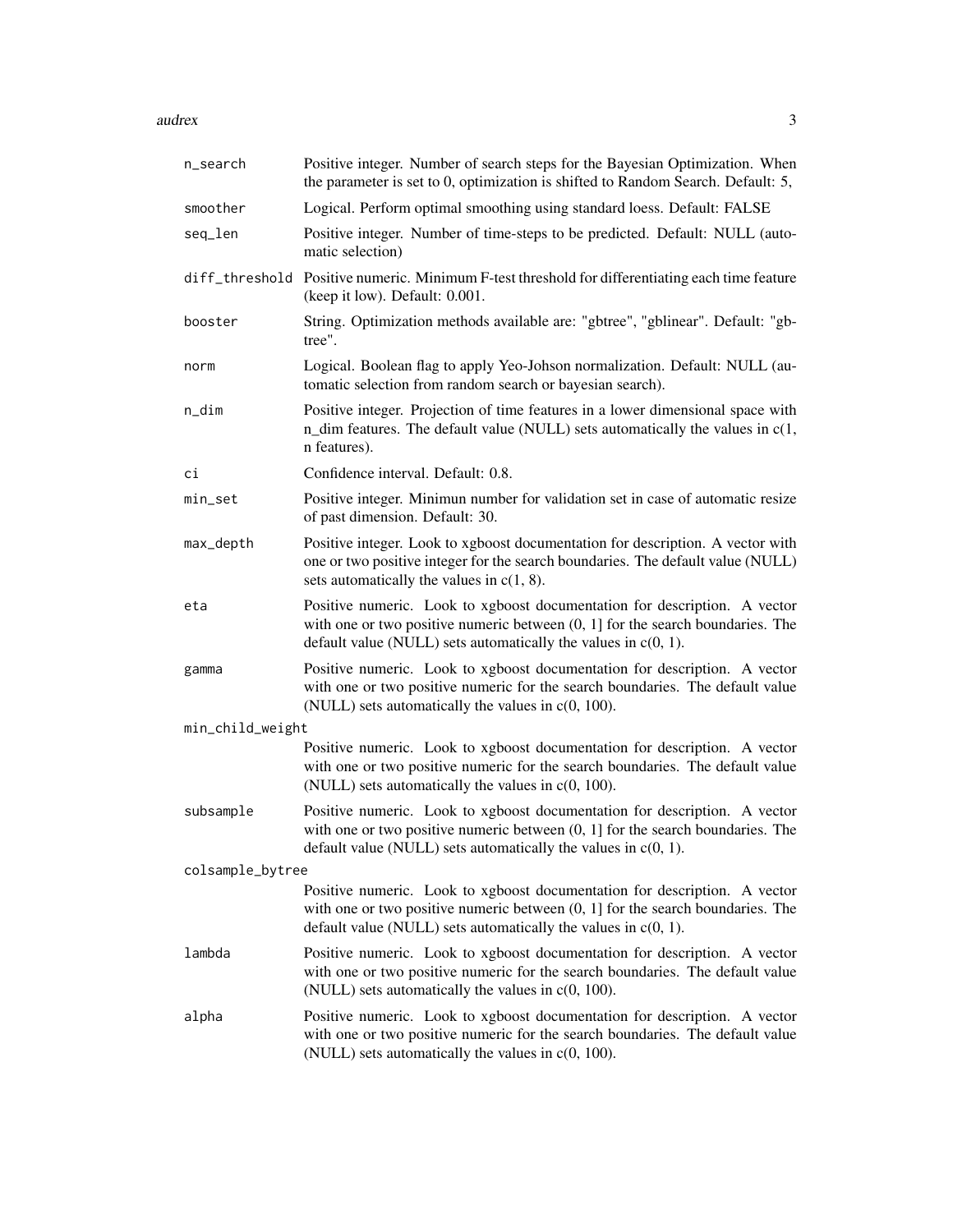| | |
|---|---|
| n_search | Positive integer. Number of search steps for the Bayesian Optimization. When the parameter is set to 0, optimization is shifted to Random Search. Default: 5, |
| smoother | Logical. Perform optimal smoothing using standard loess. Default: FALSE |
| seq_len | Positive integer. Number of time-steps to be predicted. Default: NULL (automatic selection) |
| diff_threshold | Positive numeric. Minimum F-test threshold for differentiating each time feature (keep it low). Default: 0.001. |
| booster | String. Optimization methods available are: "gbtree", "gblinear". Default: "gbtree". |
| norm | Logical. Boolean flag to apply Yeo-Johson normalization. Default: NULL (automatic selection from random search or bayesian search). |
| n_dim | Positive integer. Projection of time features in a lower dimensional space with n_dim features. The default value (NULL) sets automatically the values in c(1, n features). |
| ci | Confidence interval. Default: 0.8. |
| min_set | Positive integer. Minimun number for validation set in case of automatic resize of past dimension. Default: 30. |
| max_depth | Positive integer. Look to xgboost documentation for description. A vector with one or two positive integer for the search boundaries. The default value (NULL) sets automatically the values in c(1, 8). |
| eta | Positive numeric. Look to xgboost documentation for description. A vector with one or two positive numeric between (0, 1] for the search boundaries. The default value (NULL) sets automatically the values in c(0, 1). |
| gamma | Positive numeric. Look to xgboost documentation for description. A vector with one or two positive numeric for the search boundaries. The default value (NULL) sets automatically the values in c(0, 100). |
| min_child_weight | Positive numeric. Look to xgboost documentation for description. A vector with one or two positive numeric for the search boundaries. The default value (NULL) sets automatically the values in c(0, 100). |
| subsample | Positive numeric. Look to xgboost documentation for description. A vector with one or two positive numeric between (0, 1] for the search boundaries. The default value (NULL) sets automatically the values in c(0, 1). |
| colsample_bytree | Positive numeric. Look to xgboost documentation for description. A vector with one or two positive numeric between (0, 1] for the search boundaries. The default value (NULL) sets automatically the values in c(0, 1). |
| lambda | Positive numeric. Look to xgboost documentation for description. A vector with one or two positive numeric for the search boundaries. The default value (NULL) sets automatically the values in c(0, 100). |
| alpha | Positive numeric. Look to xgboost documentation for description. A vector with one or two positive numeric for the search boundaries. The default value (NULL) sets automatically the values in c(0, 100). |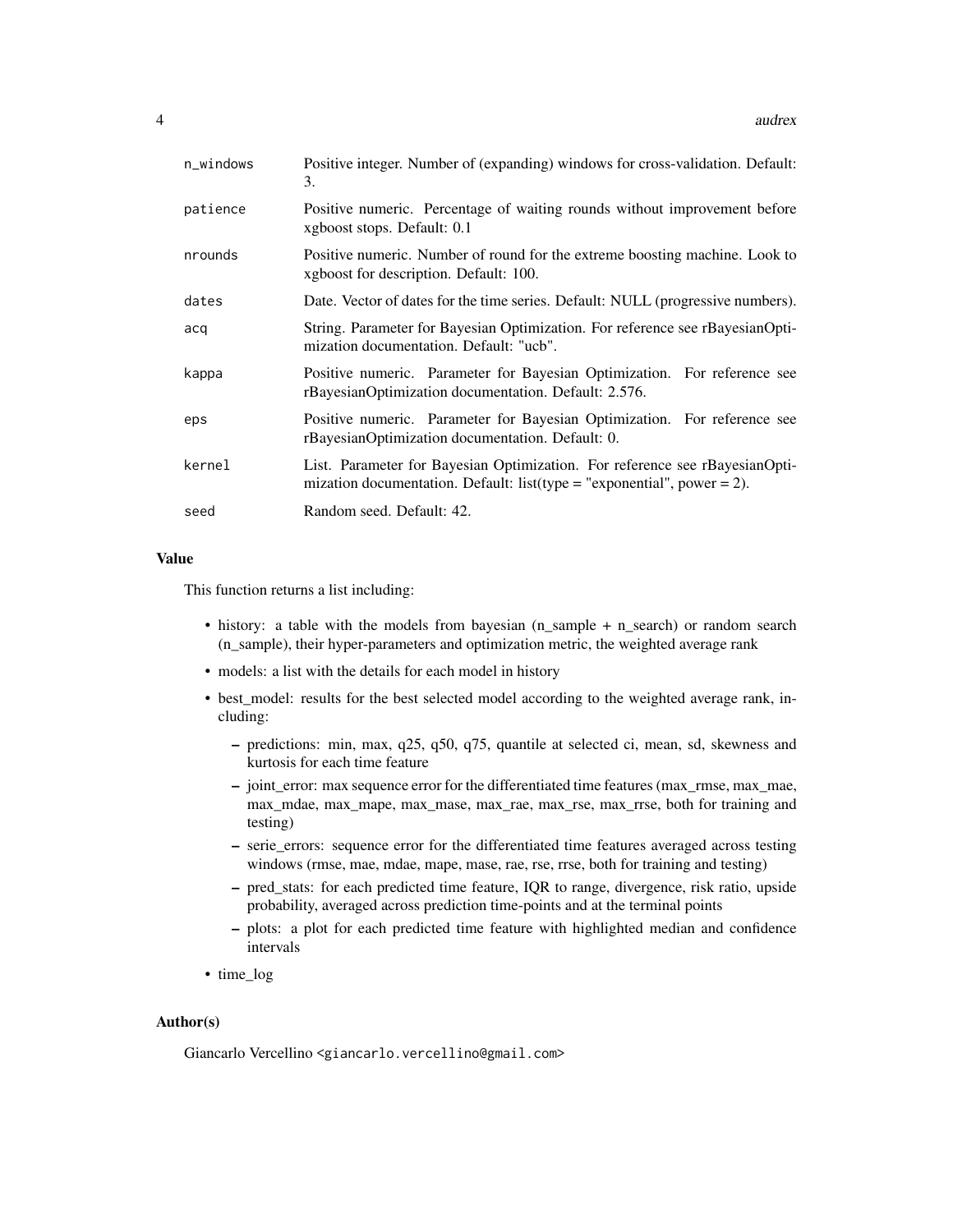| | |
|---|---|
| n_windows | Positive integer. Number of (expanding) windows for cross-validation. Default: 3. |
| patience | Positive numeric. Percentage of waiting rounds without improvement before xgboost stops. Default: 0.1 |
| nrounds | Positive numeric. Number of round for the extreme boosting machine. Look to xgboost for description. Default: 100. |
| dates | Date. Vector of dates for the time series. Default: NULL (progressive numbers). |
| acq | String. Parameter for Bayesian Optimization. For reference see rBayesianOptimization documentation. Default: "ucb". |
| kappa | Positive numeric. Parameter for Bayesian Optimization. For reference see rBayesianOptimization documentation. Default: 2.576. |
| eps | Positive numeric. Parameter for Bayesian Optimization. For reference see rBayesianOptimization documentation. Default: 0. |
| kernel | List. Parameter for Bayesian Optimization. For reference see rBayesianOptimization documentation. Default: list(type = "exponential", power = 2). |
| seed | Random seed. Default: 42. |

## Value

This function returns a list including:

- history: a table with the models from bayesian (n_sample + n_search) or random search (n_sample), their hyper-parameters and optimization metric, the weighted average rank
- models: a list with the details for each model in history
- best_model: results for the best selected model according to the weighted average rank, including:
  - predictions: min, max, q25, q50, q75, quantile at selected ci, mean, sd, skewness and kurtosis for each time feature
  - joint_error: max sequence error for the differentiated time features (max_rmse, max_mae, max_mdae, max_mape, max_mase, max_rae, max_rse, max_rrse, both for training and testing)
  - serie_errors: sequence error for the differentiated time features averaged across testing windows (rmse, mae, mdae, mape, mase, rae, rse, rrse, both for training and testing)
  - pred_stats: for each predicted time feature, IQR to range, divergence, risk ratio, upside probability, averaged across prediction time-points and at the terminal points
  - plots: a plot for each predicted time feature with highlighted median and confidence intervals
- time_log

## Author(s)

Giancarlo Vercellino <giancarlo.vercellino@gmail.com>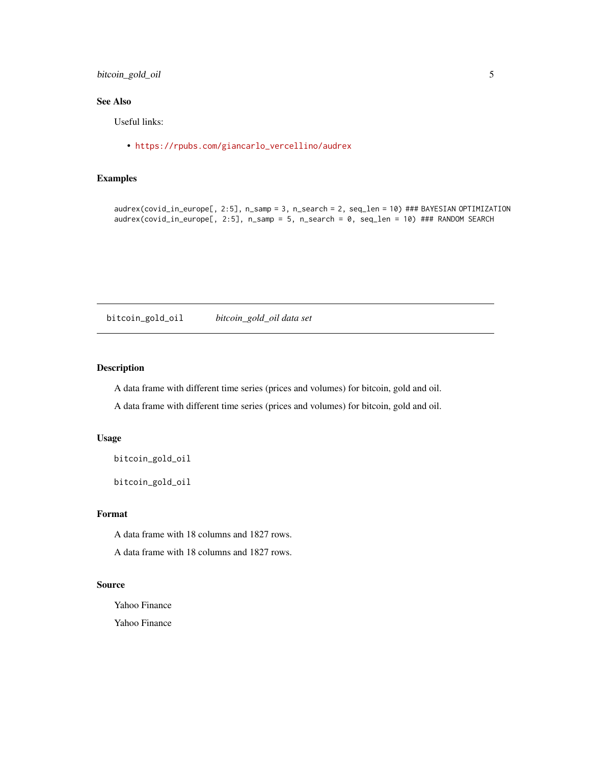### See Also

Useful links:

- https://rpubs.com/giancarlo_vercellino/audrex

### Examples

```
audrex(covid_in_europe[, 2:5], n_samp = 3, n_search = 2, seq_len = 10) ### BAYESIAN OPTIMIZATION
audrex(covid_in_europe[, 2:5], n_samp = 5, n_search = 0, seq_len = 10) ### RANDOM SEARCH
```

---

## bitcoin_gold_oil    *bitcoin_gold_oil data set*

---

### Description

A data frame with different time series (prices and volumes) for bitcoin, gold and oil.

A data frame with different time series (prices and volumes) for bitcoin, gold and oil.

### Usage

```
bitcoin_gold_oil

bitcoin_gold_oil
```

### Format

A data frame with 18 columns and 1827 rows.

A data frame with 18 columns and 1827 rows.

### Source

Yahoo Finance

Yahoo Finance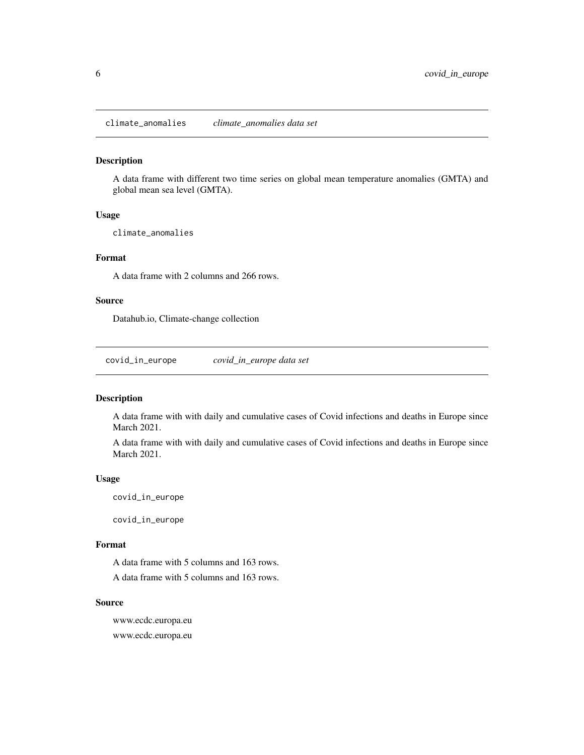## climate_anomalies *climate_anomalies data set*

### Description

A data frame with different two time series on global mean temperature anomalies (GMTA) and global mean sea level (GMTA).

### Usage

```
climate_anomalies
```

### Format

A data frame with 2 columns and 266 rows.

### Source

Datahub.io, Climate-change collection

## covid_in_europe *covid_in_europe data set*

### Description

A data frame with with daily and cumulative cases of Covid infections and deaths in Europe since March 2021.

A data frame with with daily and cumulative cases of Covid infections and deaths in Europe since March 2021.

### Usage

```
covid_in_europe

covid_in_europe
```

### Format

A data frame with 5 columns and 163 rows.

A data frame with 5 columns and 163 rows.

### Source

www.ecdc.europa.eu

www.ecdc.europa.eu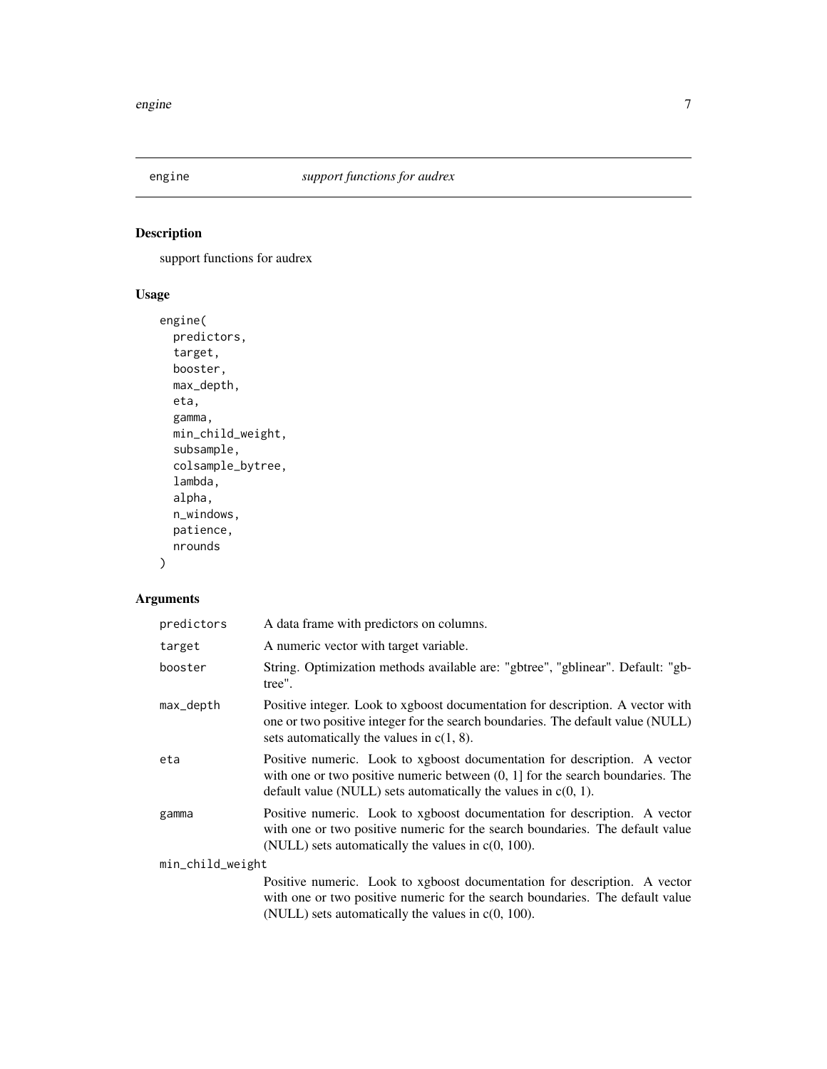# engine — *support functions for audrex*

## Description

support functions for audrex

## Usage

```
engine(
  predictors,
  target,
  booster,
  max_depth,
  eta,
  gamma,
  min_child_weight,
  subsample,
  colsample_bytree,
  lambda,
  alpha,
  n_windows,
  patience,
  nrounds
)
```

## Arguments

| Argument | Description |
|---|---|
| `predictors` | A data frame with predictors on columns. |
| `target` | A numeric vector with target variable. |
| `booster` | String. Optimization methods available are: "gbtree", "gblinear". Default: "gbtree". |
| `max_depth` | Positive integer. Look to xgboost documentation for description. A vector with one or two positive integer for the search boundaries. The default value (NULL) sets automatically the values in c(1, 8). |
| `eta` | Positive numeric. Look to xgboost documentation for description. A vector with one or two positive numeric between (0, 1] for the search boundaries. The default value (NULL) sets automatically the values in c(0, 1). |
| `gamma` | Positive numeric. Look to xgboost documentation for description. A vector with one or two positive numeric for the search boundaries. The default value (NULL) sets automatically the values in c(0, 100). |
| `min_child_weight` | Positive numeric. Look to xgboost documentation for description. A vector with one or two positive numeric for the search boundaries. The default value (NULL) sets automatically the values in c(0, 100). |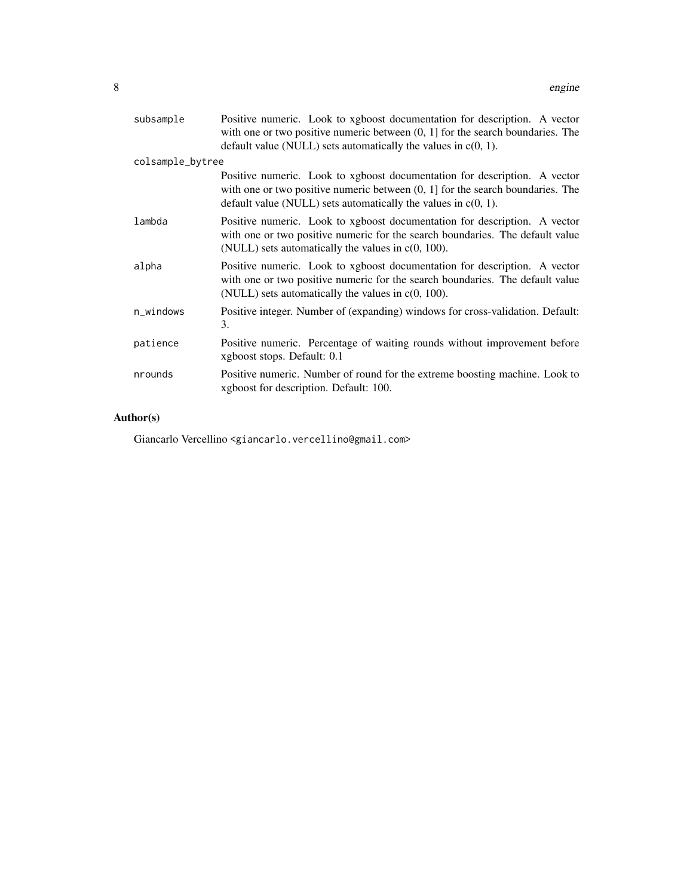| | |
|---|---|
| subsample | Positive numeric. Look to xgboost documentation for description. A vector with one or two positive numeric between (0, 1] for the search boundaries. The default value (NULL) sets automatically the values in c(0, 1). |
| colsample_bytree | Positive numeric. Look to xgboost documentation for description. A vector with one or two positive numeric between (0, 1] for the search boundaries. The default value (NULL) sets automatically the values in c(0, 1). |
| lambda | Positive numeric. Look to xgboost documentation for description. A vector with one or two positive numeric for the search boundaries. The default value (NULL) sets automatically the values in c(0, 100). |
| alpha | Positive numeric. Look to xgboost documentation for description. A vector with one or two positive numeric for the search boundaries. The default value (NULL) sets automatically the values in c(0, 100). |
| n_windows | Positive integer. Number of (expanding) windows for cross-validation. Default: 3. |
| patience | Positive numeric. Percentage of waiting rounds without improvement before xgboost stops. Default: 0.1 |
| nrounds | Positive numeric. Number of round for the extreme boosting machine. Look to xgboost for description. Default: 100. |

## Author(s)

Giancarlo Vercellino <giancarlo.vercellino@gmail.com>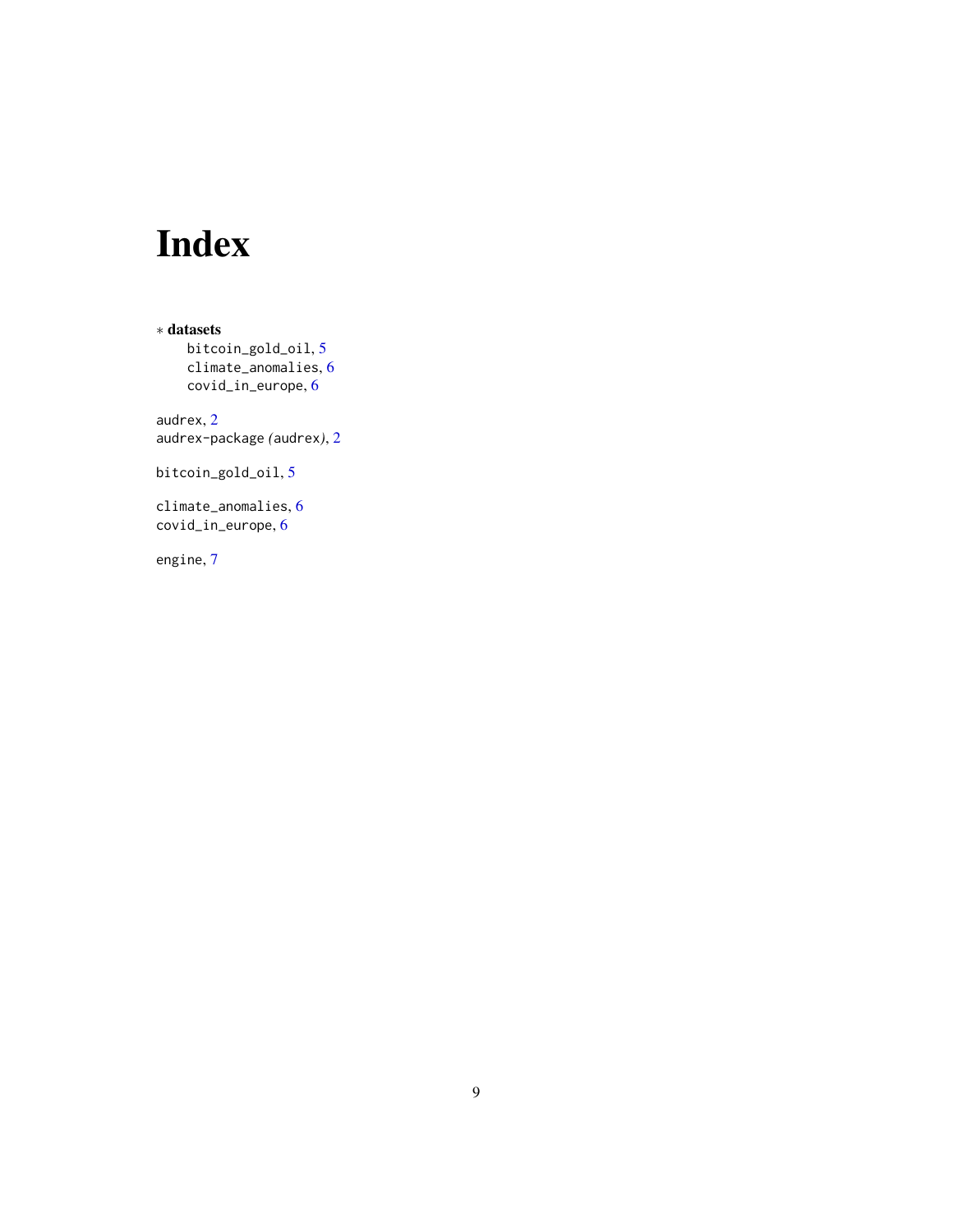# Index

∗ **datasets**
  bitcoin_gold_oil, 5
  climate_anomalies, 6
  covid_in_europe, 6

audrex, 2
audrex-package *(*audrex*)*, 2

bitcoin_gold_oil, 5

climate_anomalies, 6
covid_in_europe, 6

engine, 7